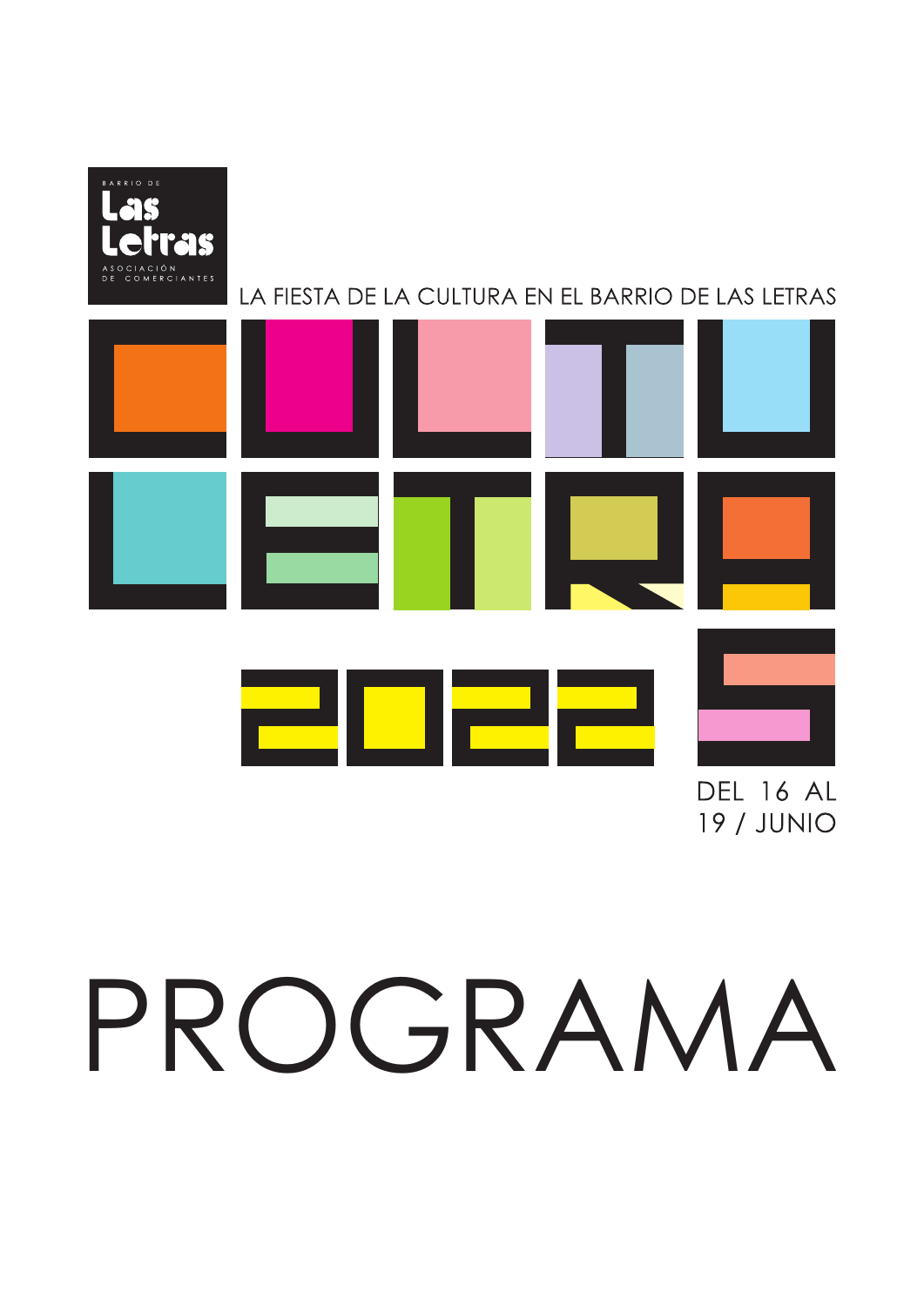BARRIO DE

**Las Letras**

ASOCIACIÓN DE COMERCIANTES

LA FIESTA DE LA CULTURA EN EL BARRIO DE LAS LETRAS

# CULTULETRAS 2022

DEL 16 AL 19 / JUNIO

# PROGRAMA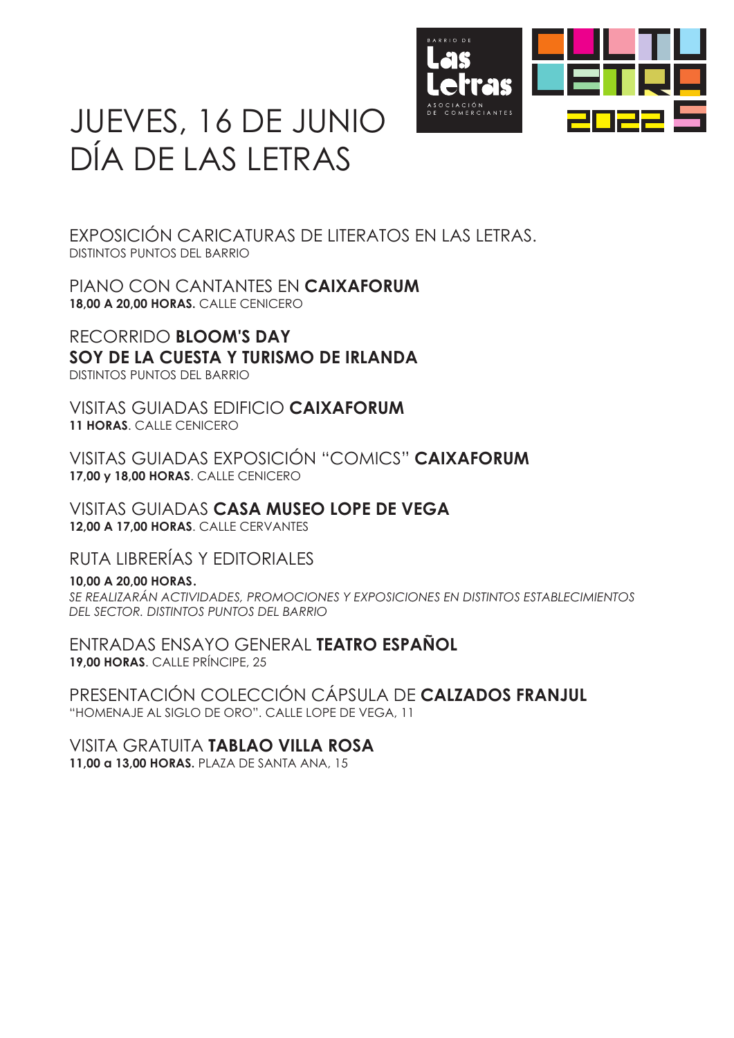# JUEVES, 16 DE JUNIO
# DÍA DE LAS LETRAS

## EXPOSICIÓN CARICATURAS DE LITERATOS EN LAS LETRAS.

DISTINTOS PUNTOS DEL BARRIO

## PIANO CON CANTANTES EN **CAIXAFORUM**

**18,00 A 20,00 HORAS.** CALLE CENICERO

## RECORRIDO **BLOOM'S DAY**
## **SOY DE LA CUESTA Y TURISMO DE IRLANDA**

DISTINTOS PUNTOS DEL BARRIO

## VISITAS GUIADAS EDIFICIO **CAIXAFORUM**

**11 HORAS**. CALLE CENICERO

## VISITAS GUIADAS EXPOSICIÓN "COMICS" **CAIXAFORUM**

**17,00 y 18,00 HORAS**. CALLE CENICERO

## VISITAS GUIADAS **CASA MUSEO LOPE DE VEGA**

**12,00 A 17,00 HORAS**. CALLE CERVANTES

## RUTA LIBRERÍAS Y EDITORIALES

**10,00 A 20,00 HORAS.**

*SE REALIZARÁN ACTIVIDADES, PROMOCIONES Y EXPOSICIONES EN DISTINTOS ESTABLECIMIENTOS DEL SECTOR. DISTINTOS PUNTOS DEL BARRIO*

## ENTRADAS ENSAYO GENERAL **TEATRO ESPAÑOL**

**19,00 HORAS**. CALLE PRÍNCIPE, 25

## PRESENTACIÓN COLECCIÓN CÁPSULA DE **CALZADOS FRANJUL**

"HOMENAJE AL SIGLO DE ORO". CALLE LOPE DE VEGA, 11

## VISITA GRATUITA **TABLAO VILLA ROSA**

**11,00 a 13,00 HORAS.** PLAZA DE SANTA ANA, 15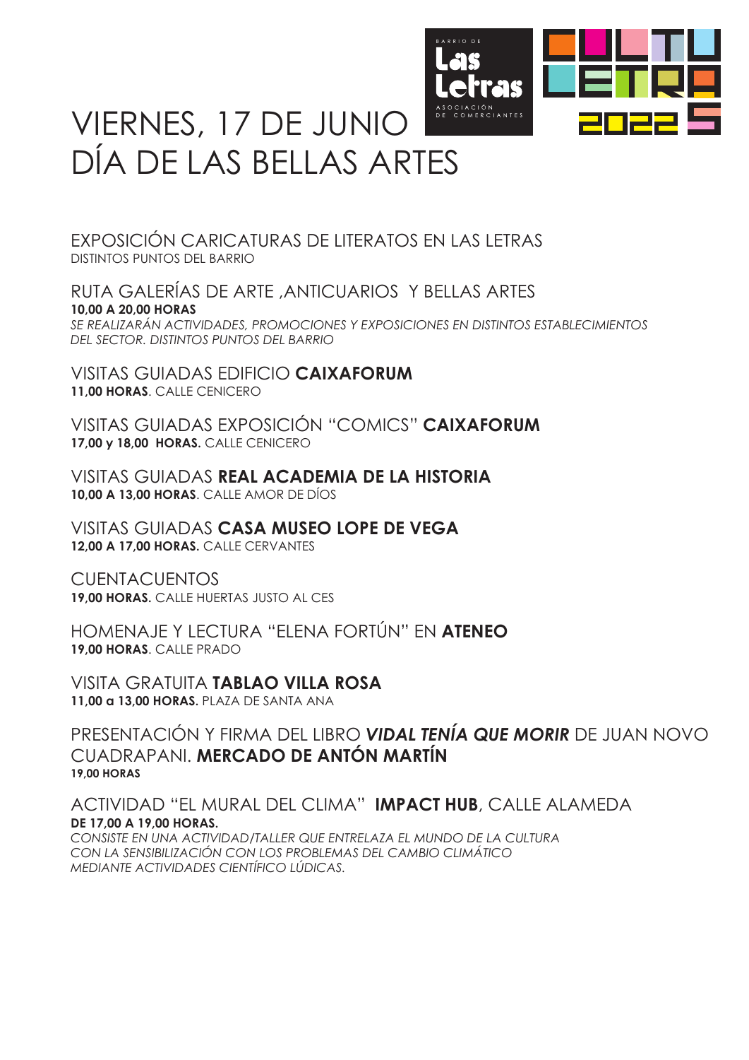# VIERNES, 17 DE JUNIO
# DÍA DE LAS BELLAS ARTES

EXPOSICIÓN CARICATURAS DE LITERATOS EN LAS LETRAS
DISTINTOS PUNTOS DEL BARRIO

RUTA GALERÍAS DE ARTE ,ANTICUARIOS Y BELLAS ARTES
**10,00 A 20,00 HORAS**
*SE REALIZARÁN ACTIVIDADES, PROMOCIONES Y EXPOSICIONES EN DISTINTOS ESTABLECIMIENTOS DEL SECTOR. DISTINTOS PUNTOS DEL BARRIO*

VISITAS GUIADAS EDIFICIO **CAIXAFORUM**
**11,00 HORAS**. CALLE CENICERO

VISITAS GUIADAS EXPOSICIÓN "COMICS" **CAIXAFORUM**
**17,00 y 18,00 HORAS.** CALLE CENICERO

VISITAS GUIADAS **REAL ACADEMIA DE LA HISTORIA**
**10,00 A 13,00 HORAS**. CALLE AMOR DE DÍOS

VISITAS GUIADAS **CASA MUSEO LOPE DE VEGA**
**12,00 A 17,00 HORAS.** CALLE CERVANTES

CUENTACUENTOS
**19,00 HORAS.** CALLE HUERTAS JUSTO AL CES

HOMENAJE Y LECTURA "ELENA FORTÚN" EN **ATENEO**
**19,00 HORAS**. CALLE PRADO

VISITA GRATUITA **TABLAO VILLA ROSA**
**11,00 a 13,00 HORAS.** PLAZA DE SANTA ANA

PRESENTACIÓN Y FIRMA DEL LIBRO ***VIDAL TENÍA QUE MORIR*** DE JUAN NOVO CUADRAPANI. **MERCADO DE ANTÓN MARTÍN**
**19,00 HORAS**

ACTIVIDAD "EL MURAL DEL CLIMA" **IMPACT HUB**, CALLE ALAMEDA
**DE 17,00 A 19,00 HORAS.**
*CONSISTE EN UNA ACTIVIDAD/TALLER QUE ENTRELAZA EL MUNDO DE LA CULTURA CON LA SENSIBILIZACIÓN CON LOS PROBLEMAS DEL CAMBIO CLIMÁTICO MEDIANTE ACTIVIDADES CIENTÍFICO LÚDICAS.*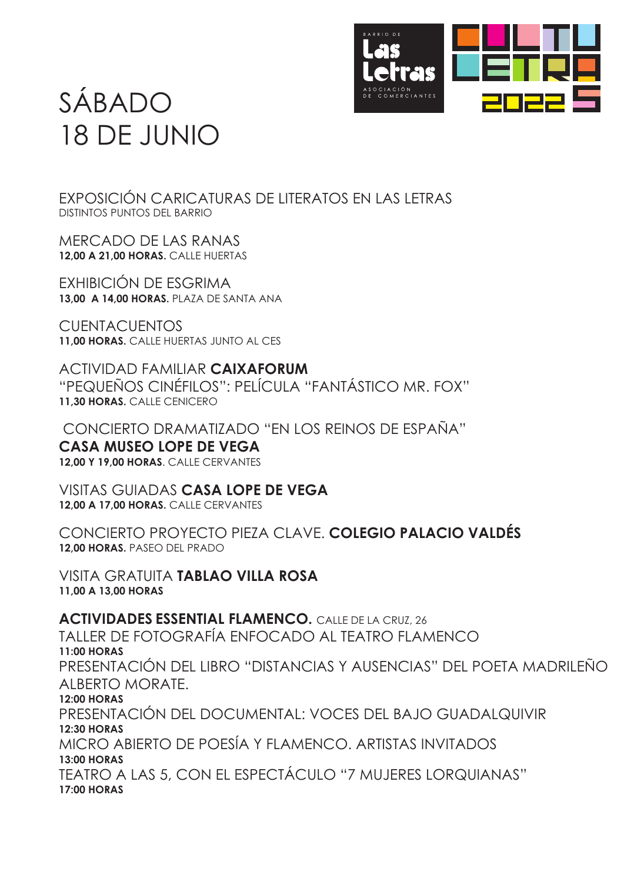# SÁBADO 18 DE JUNIO

EXPOSICIÓN CARICATURAS DE LITERATOS EN LAS LETRAS
DISTINTOS PUNTOS DEL BARRIO

MERCADO DE LAS RANAS
**12,00 A 21,00 HORAS.** CALLE HUERTAS

EXHIBICIÓN DE ESGRIMA
**13,00 A 14,00 HORAS.** PLAZA DE SANTA ANA

CUENTACUENTOS
**11,00 HORAS.** CALLE HUERTAS JUNTO AL CES

ACTIVIDAD FAMILIAR **CAIXAFORUM**
"PEQUEÑOS CINÉFILOS": PELÍCULA "FANTÁSTICO MR. FOX"
**11,30 HORAS.** CALLE CENICERO

CONCIERTO DRAMATIZADO "EN LOS REINOS DE ESPAÑA"
**CASA MUSEO LOPE DE VEGA**
**12,00 Y 19,00 HORAS**. CALLE CERVANTES

VISITAS GUIADAS **CASA LOPE DE VEGA**
**12,00 A 17,00 HORAS.** CALLE CERVANTES

CONCIERTO PROYECTO PIEZA CLAVE. **COLEGIO PALACIO VALDÉS**
**12,00 HORAS.** PASEO DEL PRADO

VISITA GRATUITA **TABLAO VILLA ROSA**
**11,00 A 13,00 HORAS**

**ACTIVIDADES ESSENTIAL FLAMENCO.** CALLE DE LA CRUZ, 26
TALLER DE FOTOGRAFÍA ENFOCADO AL TEATRO FLAMENCO
**11:00 HORAS**
PRESENTACIÓN DEL LIBRO "DISTANCIAS Y AUSENCIAS" DEL POETA MADRILEÑO ALBERTO MORATE.
**12:00 HORAS**
PRESENTACIÓN DEL DOCUMENTAL: VOCES DEL BAJO GUADALQUIVIR
**12:30 HORAS**
MICRO ABIERTO DE POESÍA Y FLAMENCO. ARTISTAS INVITADOS
**13:00 HORAS**
TEATRO A LAS 5, CON EL ESPECTÁCULO "7 MUJERES LORQUIANAS"
**17:00 HORAS**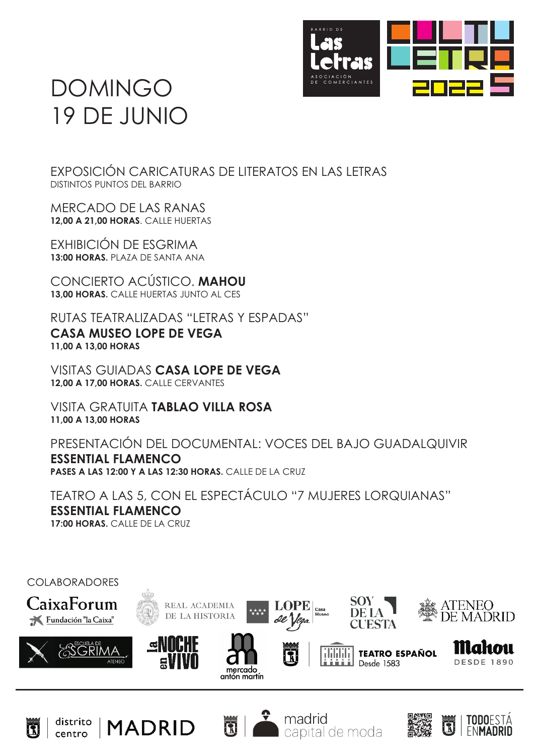# DOMINGO 19 DE JUNIO

EXPOSICIÓN CARICATURAS DE LITERATOS EN LAS LETRAS
DISTINTOS PUNTOS DEL BARRIO

MERCADO DE LAS RANAS
**12,00 A 21,00 HORAS**. CALLE HUERTAS

EXHIBICIÓN DE ESGRIMA
**13:00 HORAS.** PLAZA DE SANTA ANA

CONCIERTO ACÚSTICO. **MAHOU**
**13,00 HORAS.** CALLE HUERTAS JUNTO AL CES

RUTAS TEATRALIZADAS "LETRAS Y ESPADAS"
**CASA MUSEO LOPE DE VEGA**
**11,00 A 13,00 HORAS**

VISITAS GUIADAS **CASA LOPE DE VEGA**
**12,00 A 17,00 HORAS.** CALLE CERVANTES

VISITA GRATUITA **TABLAO VILLA ROSA**
**11,00 A 13,00 HORAS**

PRESENTACIÓN DEL DOCUMENTAL: VOCES DEL BAJO GUADALQUIVIR
**ESSENTIAL FLAMENCO**
**PASES A LAS 12:00 Y A LAS 12:30 HORAS.** CALLE DE LA CRUZ

TEATRO A LAS 5, CON EL ESPECTÁCULO "7 MUJERES LORQUIANAS"
**ESSENTIAL FLAMENCO**
**17:00 HORAS.** CALLE DE LA CRUZ

COLABORADORES